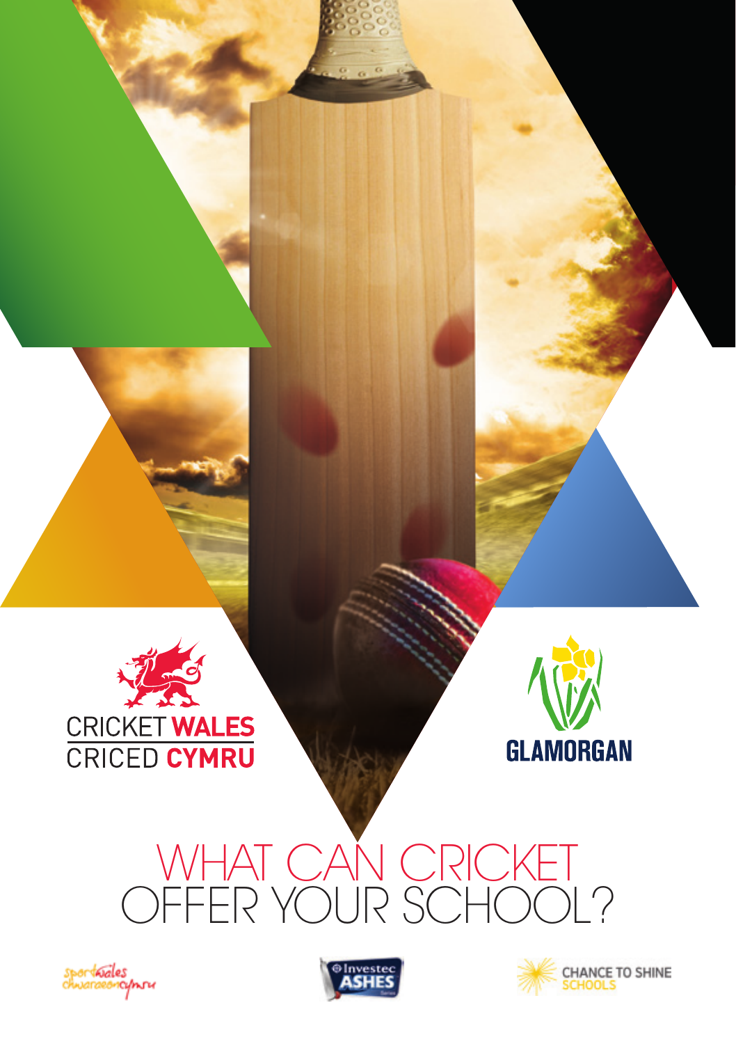CRICKET WALES
CRICED CYMRU

GLAMORGAN

# WHAT CAN CRICKET OFFER YOUR SCHOOL?

sportwales chwaraeoncymru

Investec ASHES

CHANCE TO SHINE SCHOOLS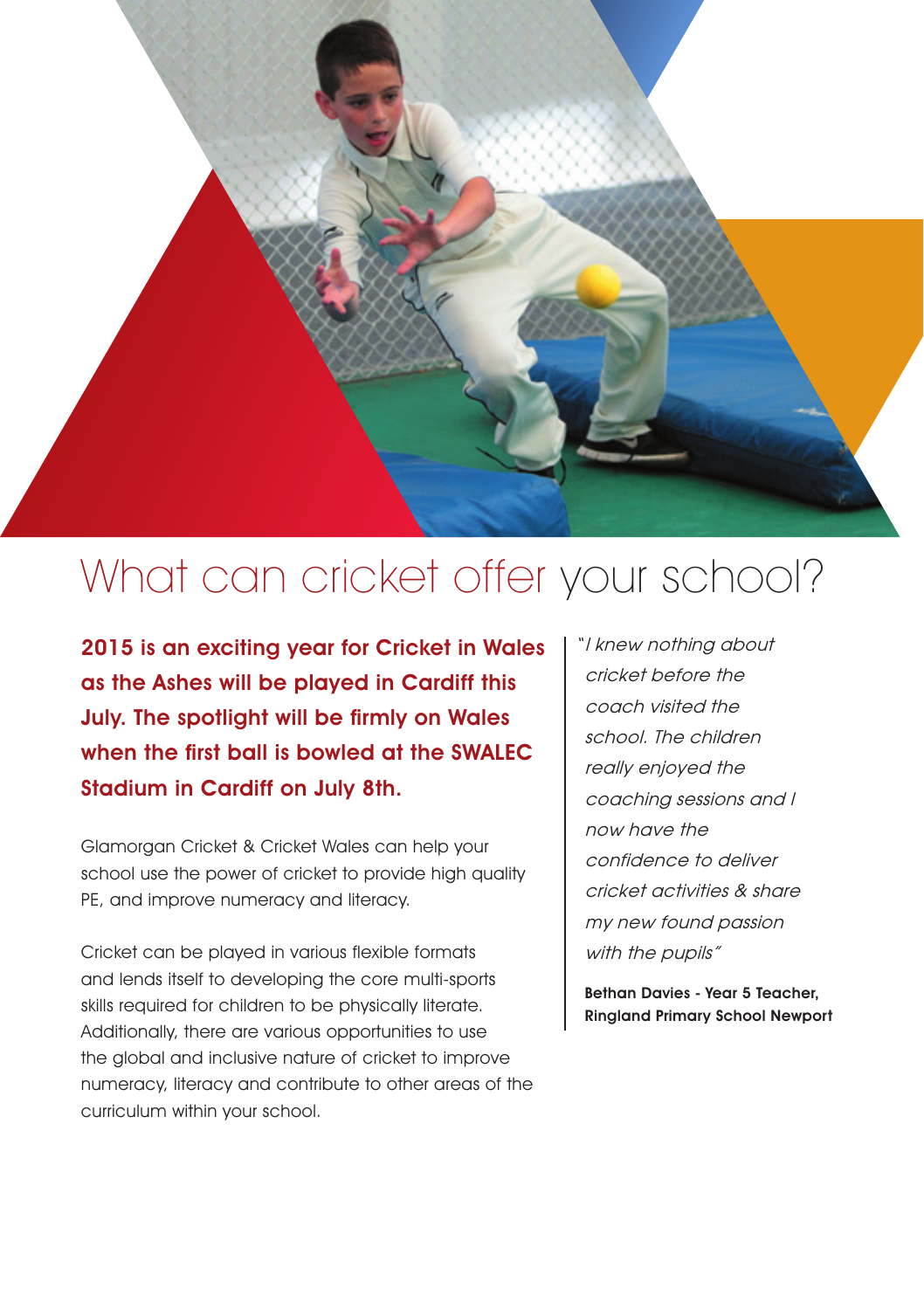# What can cricket offer your school?

**2015 is an exciting year for Cricket in Wales as the Ashes will be played in Cardiff this July. The spotlight will be firmly on Wales when the first ball is bowled at the SWALEC Stadium in Cardiff on July 8th.**

Glamorgan Cricket & Cricket Wales can help your school use the power of cricket to provide high quality PE, and improve numeracy and literacy.

Cricket can be played in various flexible formats and lends itself to developing the core multi-sports skills required for children to be physically literate. Additionally, there are various opportunities to use the global and inclusive nature of cricket to improve numeracy, literacy and contribute to other areas of the curriculum within your school.

*"I knew nothing about cricket before the coach visited the school. The children really enjoyed the coaching sessions and I now have the confidence to deliver cricket activities & share my new found passion with the pupils"*

**Bethan Davies - Year 5 Teacher, Ringland Primary School Newport**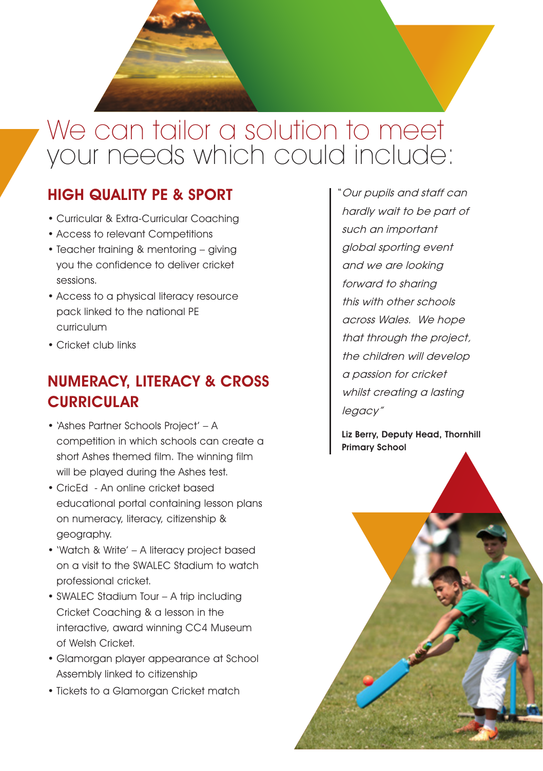# We can tailor a solution to meet your needs which could include:

## HIGH QUALITY PE & SPORT

- Curricular & Extra-Curricular Coaching
- Access to relevant Competitions
- Teacher training & mentoring – giving you the confidence to deliver cricket sessions.
- Access to a physical literacy resource pack linked to the national PE curriculum
- Cricket club links

## NUMERACY, LITERACY & CROSS CURRICULAR

- 'Ashes Partner Schools Project' – A competition in which schools can create a short Ashes themed film. The winning film will be played during the Ashes test.
- CricEd - An online cricket based educational portal containing lesson plans on numeracy, literacy, citizenship & geography.
- 'Watch & Write' – A literacy project based on a visit to the SWALEC Stadium to watch professional cricket.
- SWALEC Stadium Tour – A trip including Cricket Coaching & a lesson in the interactive, award winning CC4 Museum of Welsh Cricket.
- Glamorgan player appearance at School Assembly linked to citizenship
- Tickets to a Glamorgan Cricket match

> *"Our pupils and staff can hardly wait to be part of such an important global sporting event and we are looking forward to sharing this with other schools across Wales. We hope that through the project, the children will develop a passion for cricket whilst creating a lasting legacy"*
>
> **Liz Berry, Deputy Head, Thornhill Primary School**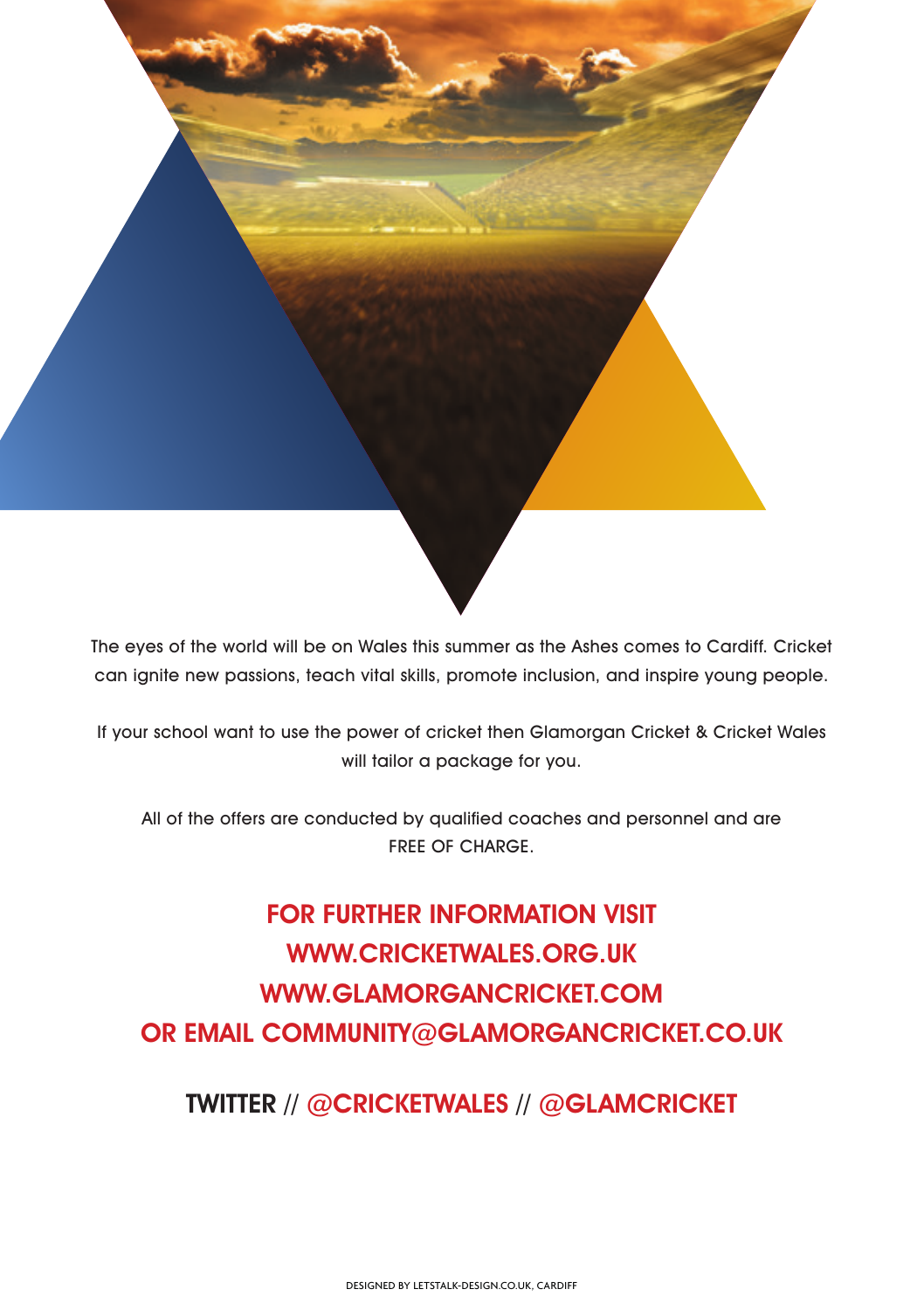The eyes of the world will be on Wales this summer as the Ashes comes to Cardiff. Cricket can ignite new passions, teach vital skills, promote inclusion, and inspire young people.

If your school want to use the power of cricket then Glamorgan Cricket & Cricket Wales will tailor a package for you.

All of the offers are conducted by qualified coaches and personnel and are FREE OF CHARGE.

**FOR FURTHER INFORMATION VISIT**
**WWW.CRICKETWALES.ORG.UK**
**WWW.GLAMORGANCRICKET.COM**
**OR EMAIL COMMUNITY@GLAMORGANCRICKET.CO.UK**

**TWITTER // @CRICKETWALES // @GLAMCRICKET**

DESIGNED BY LETSTALK-DESIGN.CO.UK, CARDIFF